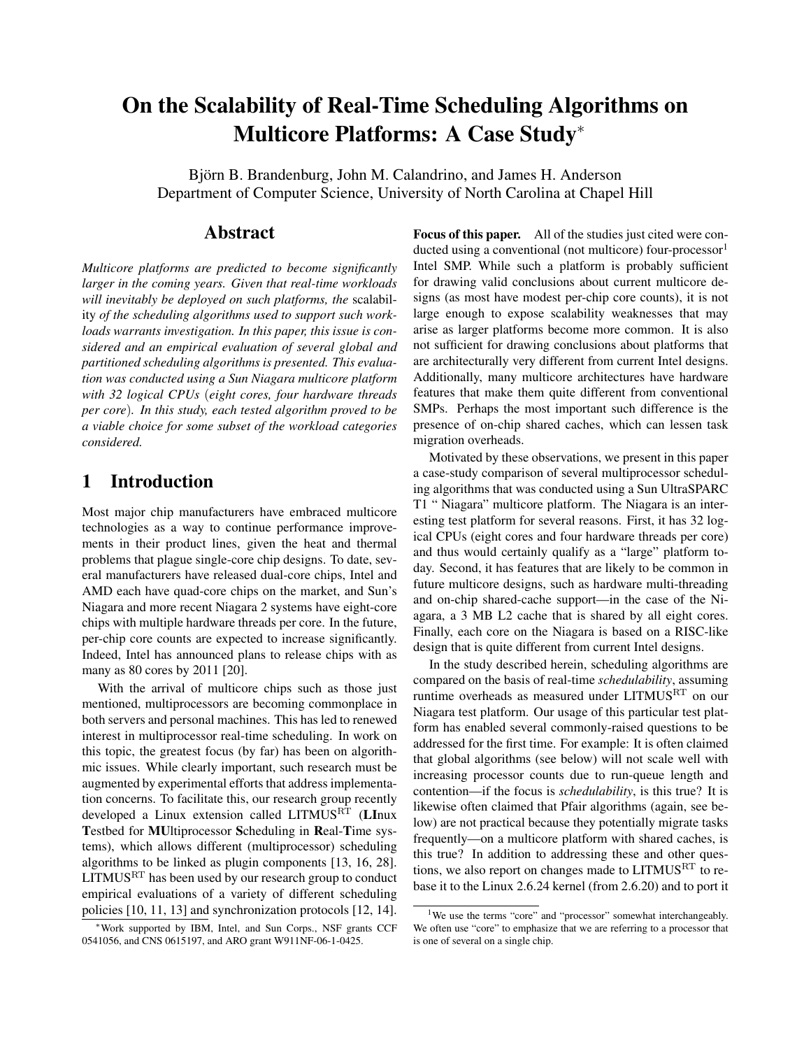# On the Scalability of Real-Time Scheduling Algorithms on Multicore Platforms: A Case Study*

Björn B. Brandenburg, John M. Calandrino, and James H. Anderson
Department of Computer Science, University of North Carolina at Chapel Hill

## Abstract

*Multicore platforms are predicted to become significantly larger in the coming years. Given that real-time workloads will inevitably be deployed on such platforms, the* scalability *of the scheduling algorithms used to support such workloads warrants investigation. In this paper, this issue is considered and an empirical evaluation of several global and partitioned scheduling algorithms is presented. This evaluation was conducted using a Sun Niagara multicore platform with 32 logical CPUs (eight cores, four hardware threads per core). In this study, each tested algorithm proved to be a viable choice for some subset of the workload categories considered.*

## 1 Introduction

Most major chip manufacturers have embraced multicore technologies as a way to continue performance improvements in their product lines, given the heat and thermal problems that plague single-core chip designs. To date, several manufacturers have released dual-core chips, Intel and AMD each have quad-core chips on the market, and Sun's Niagara and more recent Niagara 2 systems have eight-core chips with multiple hardware threads per core. In the future, per-chip core counts are expected to increase significantly. Indeed, Intel has announced plans to release chips with as many as 80 cores by 2011 [20].

With the arrival of multicore chips such as those just mentioned, multiprocessors are becoming commonplace in both servers and personal machines. This has led to renewed interest in multiprocessor real-time scheduling. In work on this topic, the greatest focus (by far) has been on algorithmic issues. While clearly important, such research must be augmented by experimental efforts that address implementation concerns. To facilitate this, our research group recently developed a Linux extension called LITMUS$^{RT}$ (**LI**nux **T**estbed for **MU**ltiprocessor **S**cheduling in **R**eal-**T**ime systems), which allows different (multiprocessor) scheduling algorithms to be linked as plugin components [13, 16, 28]. LITMUS$^{RT}$ has been used by our research group to conduct empirical evaluations of a variety of different scheduling policies [10, 11, 13] and synchronization protocols [12, 14].

**Focus of this paper.** All of the studies just cited were conducted using a conventional (not multicore) four-processor[1] Intel SMP. While such a platform is probably sufficient for drawing valid conclusions about current multicore designs (as most have modest per-chip core counts), it is not large enough to expose scalability weaknesses that may arise as larger platforms become more common. It is also not sufficient for drawing conclusions about platforms that are architecturally very different from current Intel designs. Additionally, many multicore architectures have hardware features that make them quite different from conventional SMPs. Perhaps the most important such difference is the presence of on-chip shared caches, which can lessen task migration overheads.

Motivated by these observations, we present in this paper a case-study comparison of several multiprocessor scheduling algorithms that was conducted using a Sun UltraSPARC T1 " Niagara" multicore platform. The Niagara is an interesting test platform for several reasons. First, it has 32 logical CPUs (eight cores and four hardware threads per core) and thus would certainly qualify as a "large" platform today. Second, it has features that are likely to be common in future multicore designs, such as hardware multi-threading and on-chip shared-cache support—in the case of the Niagara, a 3 MB L2 cache that is shared by all eight cores. Finally, each core on the Niagara is based on a RISC-like design that is quite different from current Intel designs.

In the study described herein, scheduling algorithms are compared on the basis of real-time *schedulability*, assuming runtime overheads as measured under LITMUS$^{RT}$ on our Niagara test platform. Our usage of this particular test platform has enabled several commonly-raised questions to be addressed for the first time. For example: It is often claimed that global algorithms (see below) will not scale well with increasing processor counts due to run-queue length and contention—if the focus is *schedulability*, is this true? It is likewise often claimed that Pfair algorithms (again, see below) are not practical because they potentially migrate tasks frequently—on a multicore platform with shared caches, is this true? In addition to addressing these and other questions, we also report on changes made to LITMUS$^{RT}$ to rebase it to the Linux 2.6.24 kernel (from 2.6.20) and to port it

*Work supported by IBM, Intel, and Sun Corps., NSF grants CCF 0541056, and CNS 0615197, and ARO grant W911NF-06-1-0425.

[1] We use the terms "core" and "processor" somewhat interchangeably. We often use "core" to emphasize that we are referring to a processor that is one of several on a single chip.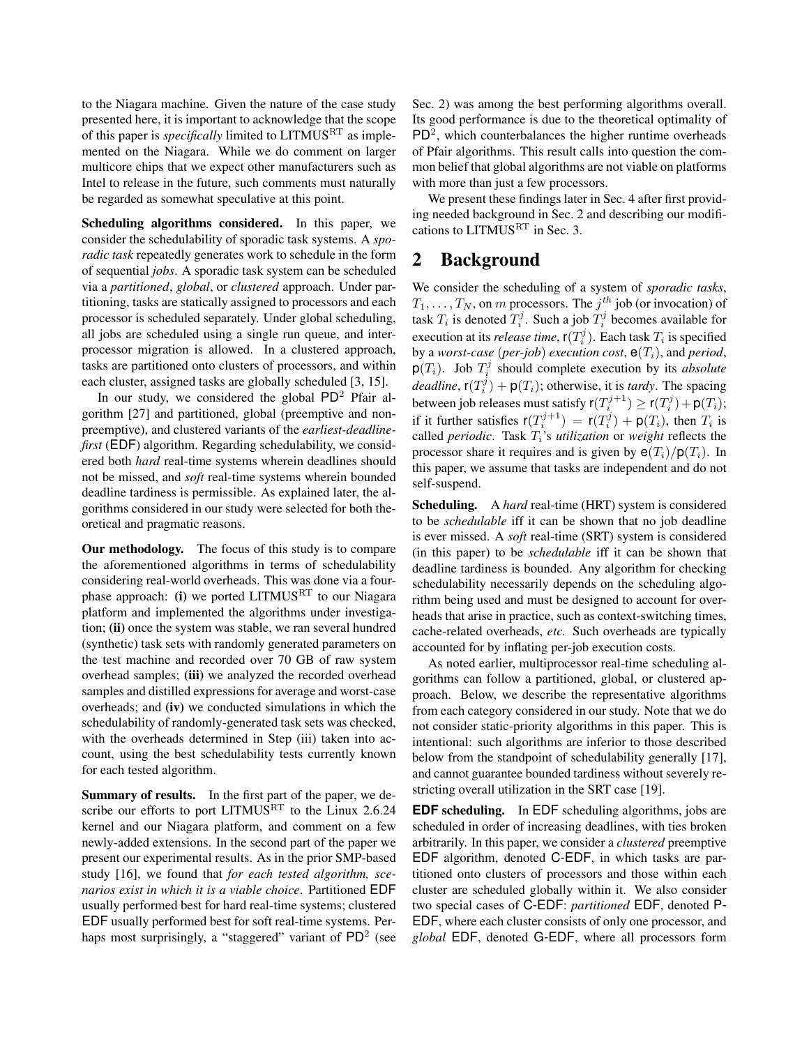to the Niagara machine. Given the nature of the case study presented here, it is important to acknowledge that the scope of this paper is *specifically* limited to LITMUS$^{\rm RT}$ as implemented on the Niagara. While we do comment on larger multicore chips that we expect other manufacturers such as Intel to release in the future, such comments must naturally be regarded as somewhat speculative at this point.

**Scheduling algorithms considered.** In this paper, we consider the schedulability of sporadic task systems. A *sporadic task* repeatedly generates work to schedule in the form of sequential *jobs*. A sporadic task system can be scheduled via a *partitioned*, *global*, or *clustered* approach. Under partitioning, tasks are statically assigned to processors and each processor is scheduled separately. Under global scheduling, all jobs are scheduled using a single run queue, and interprocessor migration is allowed. In a clustered approach, tasks are partitioned onto clusters of processors, and within each cluster, assigned tasks are globally scheduled [3, 15].

In our study, we considered the global PD$^2$ Pfair algorithm [27] and partitioned, global (preemptive and nonpreemptive), and clustered variants of the *earliest-deadline-first* (EDF) algorithm. Regarding schedulability, we considered both *hard* real-time systems wherein deadlines should not be missed, and *soft* real-time systems wherein bounded deadline tardiness is permissible. As explained later, the algorithms considered in our study were selected for both theoretical and pragmatic reasons.

**Our methodology.** The focus of this study is to compare the aforementioned algorithms in terms of schedulability considering real-world overheads. This was done via a four-phase approach: **(i)** we ported LITMUS$^{\rm RT}$ to our Niagara platform and implemented the algorithms under investigation; **(ii)** once the system was stable, we ran several hundred (synthetic) task sets with randomly generated parameters on the test machine and recorded over 70 GB of raw system overhead samples; **(iii)** we analyzed the recorded overhead samples and distilled expressions for average and worst-case overheads; and **(iv)** we conducted simulations in which the schedulability of randomly-generated task sets was checked, with the overheads determined in Step (iii) taken into account, using the best schedulability tests currently known for each tested algorithm.

**Summary of results.** In the first part of the paper, we describe our efforts to port LITMUS$^{\rm RT}$ to the Linux 2.6.24 kernel and our Niagara platform, and comment on a few newly-added extensions. In the second part of the paper we present our experimental results. As in the prior SMP-based study [16], we found that *for each tested algorithm, scenarios exist in which it is a viable choice*. Partitioned EDF usually performed best for hard real-time systems; clustered EDF usually performed best for soft real-time systems. Perhaps most surprisingly, a "staggered" variant of PD$^2$ (see Sec. 2) was among the best performing algorithms overall. Its good performance is due to the theoretical optimality of PD$^2$, which counterbalances the higher runtime overheads of Pfair algorithms. This result calls into question the common belief that global algorithms are not viable on platforms with more than just a few processors.

We present these findings later in Sec. 4 after first providing needed background in Sec. 2 and describing our modifications to LITMUS$^{\rm RT}$ in Sec. 3.

## 2 Background

We consider the scheduling of a system of *sporadic tasks*, $T_1, \ldots, T_N$, on $m$ processors. The $j^{th}$ job (or invocation) of task $T_i$ is denoted $T_i^j$. Such a job $T_i^j$ becomes available for execution at its *release time*, $\mathsf{r}(T_i^j)$. Each task $T_i$ is specified by a *worst-case* (*per-job*) *execution cost*, $\mathsf{e}(T_i)$, and *period*, $\mathsf{p}(T_i)$. Job $T_i^j$ should complete execution by its *absolute deadline*, $\mathsf{r}(T_i^j) + \mathsf{p}(T_i)$; otherwise, it is *tardy*. The spacing between job releases must satisfy $\mathsf{r}(T_i^{j+1}) \geq \mathsf{r}(T_i^j) + \mathsf{p}(T_i)$; if it further satisfies $\mathsf{r}(T_i^{j+1}) = \mathsf{r}(T_i^j) + \mathsf{p}(T_i)$, then $T_i$ is called *periodic*. Task $T_i$'s *utilization* or *weight* reflects the processor share it requires and is given by $\mathsf{e}(T_i)/\mathsf{p}(T_i)$. In this paper, we assume that tasks are independent and do not self-suspend.

**Scheduling.** A *hard* real-time (HRT) system is considered to be *schedulable* iff it can be shown that no job deadline is ever missed. A *soft* real-time (SRT) system is considered (in this paper) to be *schedulable* iff it can be shown that deadline tardiness is bounded. Any algorithm for checking schedulability necessarily depends on the scheduling algorithm being used and must be designed to account for overheads that arise in practice, such as context-switching times, cache-related overheads, *etc.* Such overheads are typically accounted for by inflating per-job execution costs.

As noted earlier, multiprocessor real-time scheduling algorithms can follow a partitioned, global, or clustered approach. Below, we describe the representative algorithms from each category considered in our study. Note that we do not consider static-priority algorithms in this paper. This is intentional: such algorithms are inferior to those described below from the standpoint of schedulability generally [17], and cannot guarantee bounded tardiness without severely restricting overall utilization in the SRT case [19].

**EDF scheduling.** In EDF scheduling algorithms, jobs are scheduled in order of increasing deadlines, with ties broken arbitrarily. In this paper, we consider a *clustered* preemptive EDF algorithm, denoted C-EDF, in which tasks are partitioned onto clusters of processors and those within each cluster are scheduled globally within it. We also consider two special cases of C-EDF: *partitioned* EDF, denoted P-EDF, where each cluster consists of only one processor, and *global* EDF, denoted G-EDF, where all processors form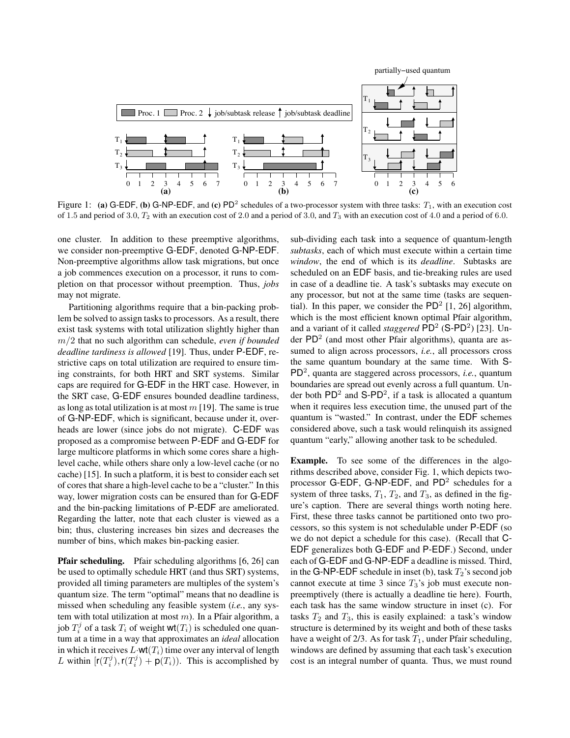Figure 1: **(a)** G-EDF, **(b)** G-NP-EDF, and **(c)** $PD^2$ schedules of a two-processor system with three tasks: $T_1$, with an execution cost of 1.5 and period of 3.0, $T_2$ with an execution cost of 2.0 and a period of 3.0, and $T_3$ with an execution cost of 4.0 and a period of 6.0.

one cluster. In addition to these preemptive algorithms, we consider non-preemptive G-EDF, denoted G-NP-EDF. Non-preemptive algorithms allow task migrations, but once a job commences execution on a processor, it runs to completion on that processor without preemption. Thus, *jobs* may not migrate.

Partitioning algorithms require that a bin-packing problem be solved to assign tasks to processors. As a result, there exist task systems with total utilization slightly higher than $m/2$ that no such algorithm can schedule, *even if bounded deadline tardiness is allowed* [19]. Thus, under P-EDF, restrictive caps on total utilization are required to ensure timing constraints, for both HRT and SRT systems. Similar caps are required for G-EDF in the HRT case. However, in the SRT case, G-EDF ensures bounded deadline tardiness, as long as total utilization is at most $m$ [19]. The same is true of G-NP-EDF, which is significant, because under it, overheads are lower (since jobs do not migrate). C-EDF was proposed as a compromise between P-EDF and G-EDF for large multicore platforms in which some cores share a high-level cache, while others share only a low-level cache (or no cache) [15]. In such a platform, it is best to consider each set of cores that share a high-level cache to be a "cluster." In this way, lower migration costs can be ensured than for G-EDF and the bin-packing limitations of P-EDF are ameliorated. Regarding the latter, note that each cluster is viewed as a bin; thus, clustering increases bin sizes and decreases the number of bins, which makes bin-packing easier.

**Pfair scheduling.** Pfair scheduling algorithms [6, 26] can be used to optimally schedule HRT (and thus SRT) systems, provided all timing parameters are multiples of the system's quantum size. The term "optimal" means that no deadline is missed when scheduling any feasible system (*i.e.*, any system with total utilization at most $m$). In a Pfair algorithm, a job $T_i^j$ of a task $T_i$ of weight $\mathsf{wt}(T_i)$ is scheduled one quantum at a time in a way that approximates an *ideal* allocation in which it receives $L{\cdot}\mathsf{wt}(T_i)$ time over any interval of length $L$ within $[\mathsf{r}(T_i^j), \mathsf{r}(T_i^j) + \mathsf{p}(T_i))$. This is accomplished by sub-dividing each task into a sequence of quantum-length *subtasks*, each of which must execute within a certain time *window*, the end of which is its *deadline*. Subtasks are scheduled on an EDF basis, and tie-breaking rules are used in case of a deadline tie. A task's subtasks may execute on any processor, but not at the same time (tasks are sequential). In this paper, we consider the $PD^2$ [1, 26] algorithm, which is the most efficient known optimal Pfair algorithm, and a variant of it called *staggered* $PD^2$ (S-$PD^2$) [23]. Under $PD^2$ (and most other Pfair algorithms), quanta are assumed to align across processors, *i.e.*, all processors cross the same quantum boundary at the same time. With S-$PD^2$, quanta are staggered across processors, *i.e.*, quantum boundaries are spread out evenly across a full quantum. Under both $PD^2$ and S-$PD^2$, if a task is allocated a quantum when it requires less execution time, the unused part of the quantum is "wasted." In contrast, under the EDF schemes considered above, such a task would relinquish its assigned quantum "early," allowing another task to be scheduled.

**Example.** To see some of the differences in the algorithms described above, consider Fig. 1, which depicts two-processor G-EDF, G-NP-EDF, and $PD^2$ schedules for a system of three tasks, $T_1$, $T_2$, and $T_3$, as defined in the figure's caption. There are several things worth noting here. First, these three tasks cannot be partitioned onto two processors, so this system is not schedulable under P-EDF (so we do not depict a schedule for this case). (Recall that C-EDF generalizes both G-EDF and P-EDF.) Second, under each of G-EDF and G-NP-EDF a deadline is missed. Third, in the G-NP-EDF schedule in inset (b), task $T_2$'s second job cannot execute at time 3 since $T_3$'s job must execute non-preemptively (there is actually a deadline tie here). Fourth, each task has the same window structure in inset (c). For tasks $T_2$ and $T_3$, this is easily explained: a task's window structure is determined by its weight and both of these tasks have a weight of 2/3. As for task $T_1$, under Pfair scheduling, windows are defined by assuming that each task's execution cost is an integral number of quanta. Thus, we must round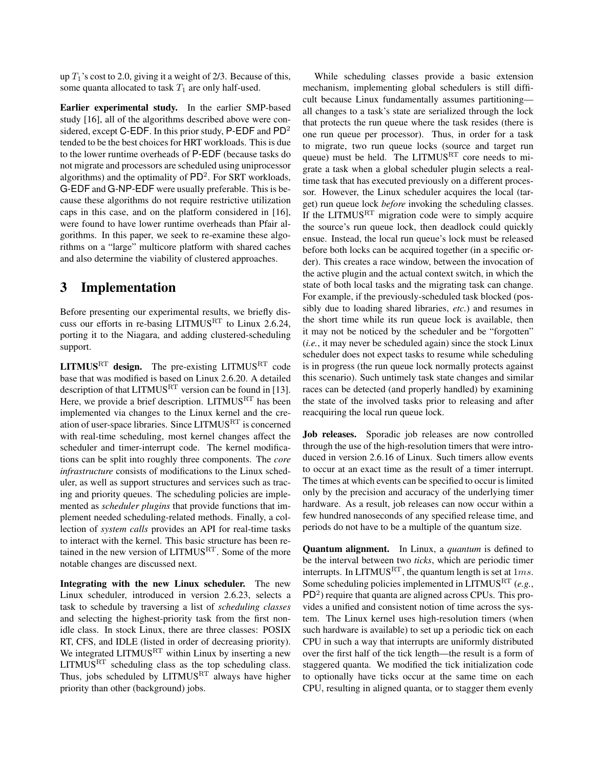up $T_1$'s cost to 2.0, giving it a weight of 2/3. Because of this, some quanta allocated to task $T_1$ are only half-used.

**Earlier experimental study.** In the earlier SMP-based study [16], all of the algorithms described above were considered, except C-EDF. In this prior study, P-EDF and $\mathsf{PD}^2$ tended to be the best choices for HRT workloads. This is due to the lower runtime overheads of P-EDF (because tasks do not migrate and processors are scheduled using uniprocessor algorithms) and the optimality of $\mathsf{PD}^2$. For SRT workloads, G-EDF and G-NP-EDF were usually preferable. This is because these algorithms do not require restrictive utilization caps in this case, and on the platform considered in [16], were found to have lower runtime overheads than Pfair algorithms. In this paper, we seek to re-examine these algorithms on a "large" multicore platform with shared caches and also determine the viability of clustered approaches.

# 3 Implementation

Before presenting our experimental results, we briefly discuss our efforts in re-basing LITMUS$^{\mathrm{RT}}$ to Linux 2.6.24, porting it to the Niagara, and adding clustered-scheduling support.

**LITMUS$^{\mathrm{RT}}$ design.** The pre-existing LITMUS$^{\mathrm{RT}}$ code base that was modified is based on Linux 2.6.20. A detailed description of that LITMUS$^{\mathrm{RT}}$ version can be found in [13]. Here, we provide a brief description. LITMUS$^{\mathrm{RT}}$ has been implemented via changes to the Linux kernel and the creation of user-space libraries. Since LITMUS$^{\mathrm{RT}}$ is concerned with real-time scheduling, most kernel changes affect the scheduler and timer-interrupt code. The kernel modifications can be split into roughly three components. The *core infrastructure* consists of modifications to the Linux scheduler, as well as support structures and services such as tracing and priority queues. The scheduling policies are implemented as *scheduler plugins* that provide functions that implement needed scheduling-related methods. Finally, a collection of *system calls* provides an API for real-time tasks to interact with the kernel. This basic structure has been retained in the new version of LITMUS$^{\mathrm{RT}}$. Some of the more notable changes are discussed next.

**Integrating with the new Linux scheduler.** The new Linux scheduler, introduced in version 2.6.23, selects a task to schedule by traversing a list of *scheduling classes* and selecting the highest-priority task from the first non-idle class. In stock Linux, there are three classes: POSIX RT, CFS, and IDLE (listed in order of decreasing priority). We integrated LITMUS$^{\mathrm{RT}}$ within Linux by inserting a new LITMUS$^{\mathrm{RT}}$ scheduling class as the top scheduling class. Thus, jobs scheduled by LITMUS$^{\mathrm{RT}}$ always have higher priority than other (background) jobs.

While scheduling classes provide a basic extension mechanism, implementing global schedulers is still difficult because Linux fundamentally assumes partitioning—all changes to a task's state are serialized through the lock that protects the run queue where the task resides (there is one run queue per processor). Thus, in order for a task to migrate, two run queue locks (source and target run queue) must be held. The LITMUS$^{\mathrm{RT}}$ core needs to migrate a task when a global scheduler plugin selects a real-time task that has executed previously on a different processor. However, the Linux scheduler acquires the local (target) run queue lock *before* invoking the scheduling classes. If the LITMUS$^{\mathrm{RT}}$ migration code were to simply acquire the source's run queue lock, then deadlock could quickly ensue. Instead, the local run queue's lock must be released before both locks can be acquired together (in a specific order). This creates a race window, between the invocation of the active plugin and the actual context switch, in which the state of both local tasks and the migrating task can change. For example, if the previously-scheduled task blocked (possibly due to loading shared libraries, *etc.*) and resumes in the short time while its run queue lock is available, then it may not be noticed by the scheduler and be "forgotten" (*i.e.*, it may never be scheduled again) since the stock Linux scheduler does not expect tasks to resume while scheduling is in progress (the run queue lock normally protects against this scenario). Such untimely task state changes and similar races can be detected (and properly handled) by examining the state of the involved tasks prior to releasing and after reacquiring the local run queue lock.

**Job releases.** Sporadic job releases are now controlled through the use of the high-resolution timers that were introduced in version 2.6.16 of Linux. Such timers allow events to occur at an exact time as the result of a timer interrupt. The times at which events can be specified to occur is limited only by the precision and accuracy of the underlying timer hardware. As a result, job releases can now occur within a few hundred nanoseconds of any specified release time, and periods do not have to be a multiple of the quantum size.

**Quantum alignment.** In Linux, a *quantum* is defined to be the interval between two *ticks*, which are periodic timer interrupts. In LITMUS$^{\mathrm{RT}}$, the quantum length is set at $1ms$. Some scheduling policies implemented in LITMUS$^{\mathrm{RT}}$ (*e.g.*, $\mathsf{PD}^2$) require that quanta are aligned across CPUs. This provides a unified and consistent notion of time across the system. The Linux kernel uses high-resolution timers (when such hardware is available) to set up a periodic tick on each CPU in such a way that interrupts are uniformly distributed over the first half of the tick length—the result is a form of staggered quanta. We modified the tick initialization code to optionally have ticks occur at the same time on each CPU, resulting in aligned quanta, or to stagger them evenly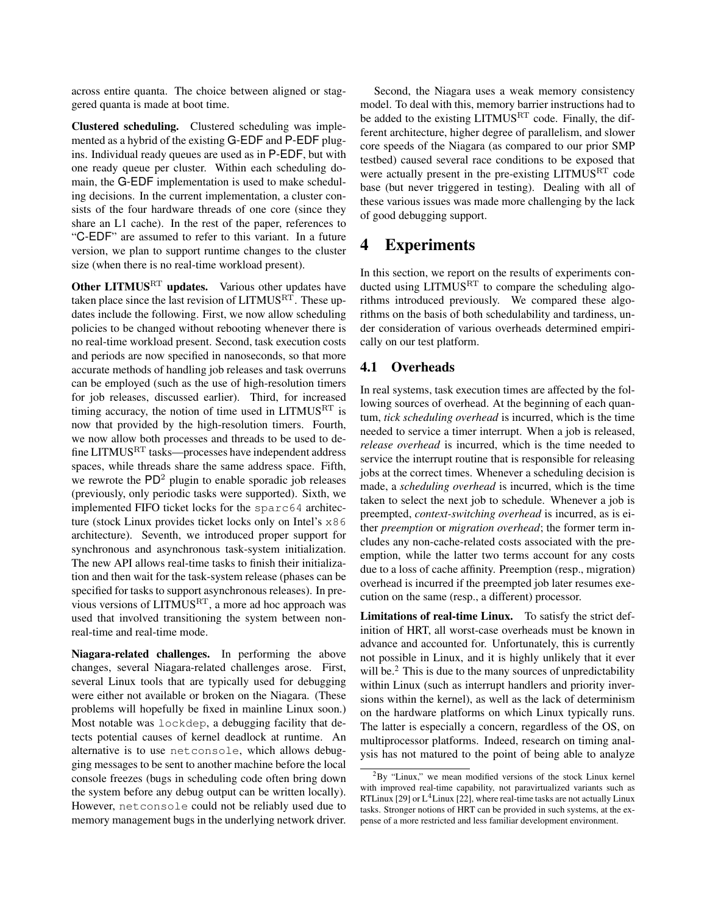across entire quanta. The choice between aligned or staggered quanta is made at boot time.

**Clustered scheduling.** Clustered scheduling was implemented as a hybrid of the existing G-EDF and P-EDF plugins. Individual ready queues are used as in P-EDF, but with one ready queue per cluster. Within each scheduling domain, the G-EDF implementation is used to make scheduling decisions. In the current implementation, a cluster consists of the four hardware threads of one core (since they share an L1 cache). In the rest of the paper, references to "C-EDF" are assumed to refer to this variant. In a future version, we plan to support runtime changes to the cluster size (when there is no real-time workload present).

**Other LITMUS$^{\mathrm{RT}}$ updates.** Various other updates have taken place since the last revision of LITMUS$^{\mathrm{RT}}$. These updates include the following. First, we now allow scheduling policies to be changed without rebooting whenever there is no real-time workload present. Second, task execution costs and periods are now specified in nanoseconds, so that more accurate methods of handling job releases and task overruns can be employed (such as the use of high-resolution timers for job releases, discussed earlier). Third, for increased timing accuracy, the notion of time used in LITMUS$^{\mathrm{RT}}$ is now that provided by the high-resolution timers. Fourth, we now allow both processes and threads to be used to define LITMUS$^{\mathrm{RT}}$ tasks—processes have independent address spaces, while threads share the same address space. Fifth, we rewrote the PD$^2$ plugin to enable sporadic job releases (previously, only periodic tasks were supported). Sixth, we implemented FIFO ticket locks for the `sparc64` architecture (stock Linux provides ticket locks only on Intel's `x86` architecture). Seventh, we introduced proper support for synchronous and asynchronous task-system initialization. The new API allows real-time tasks to finish their initialization and then wait for the task-system release (phases can be specified for tasks to support asynchronous releases). In previous versions of LITMUS$^{\mathrm{RT}}$, a more ad hoc approach was used that involved transitioning the system between non-real-time and real-time mode.

**Niagara-related challenges.** In performing the above changes, several Niagara-related challenges arose. First, several Linux tools that are typically used for debugging were either not available or broken on the Niagara. (These problems will hopefully be fixed in mainline Linux soon.) Most notable was `lockdep`, a debugging facility that detects potential causes of kernel deadlock at runtime. An alternative is to use `netconsole`, which allows debugging messages to be sent to another machine before the local console freezes (bugs in scheduling code often bring down the system before any debug output can be written locally). However, `netconsole` could not be reliably used due to memory management bugs in the underlying network driver.

Second, the Niagara uses a weak memory consistency model. To deal with this, memory barrier instructions had to be added to the existing LITMUS$^{\mathrm{RT}}$ code. Finally, the different architecture, higher degree of parallelism, and slower core speeds of the Niagara (as compared to our prior SMP testbed) caused several race conditions to be exposed that were actually present in the pre-existing LITMUS$^{\mathrm{RT}}$ code base (but never triggered in testing). Dealing with all of these various issues was made more challenging by the lack of good debugging support.

# 4 Experiments

In this section, we report on the results of experiments conducted using LITMUS$^{\mathrm{RT}}$ to compare the scheduling algorithms introduced previously. We compared these algorithms on the basis of both schedulability and tardiness, under consideration of various overheads determined empirically on our test platform.

## 4.1 Overheads

In real systems, task execution times are affected by the following sources of overhead. At the beginning of each quantum, *tick scheduling overhead* is incurred, which is the time needed to service a timer interrupt. When a job is released, *release overhead* is incurred, which is the time needed to service the interrupt routine that is responsible for releasing jobs at the correct times. Whenever a scheduling decision is made, a *scheduling overhead* is incurred, which is the time taken to select the next job to schedule. Whenever a job is preempted, *context-switching overhead* is incurred, as is either *preemption* or *migration overhead*; the former term includes any non-cache-related costs associated with the preemption, while the latter two terms account for any costs due to a loss of cache affinity. Preemption (resp., migration) overhead is incurred if the preempted job later resumes execution on the same (resp., a different) processor.

**Limitations of real-time Linux.** To satisfy the strict definition of HRT, all worst-case overheads must be known in advance and accounted for. Unfortunately, this is currently not possible in Linux, and it is highly unlikely that it ever will be.[2] This is due to the many sources of unpredictability within Linux (such as interrupt handlers and priority inversions within the kernel), as well as the lack of determinism on the hardware platforms on which Linux typically runs. The latter is especially a concern, regardless of the OS, on multiprocessor platforms. Indeed, research on timing analysis has not matured to the point of being able to analyze

[2] By "Linux," we mean modified versions of the stock Linux kernel with improved real-time capability, not paravirtualized variants such as RTLinux [29] or L$^4$Linux [22], where real-time tasks are not actually Linux tasks. Stronger notions of HRT can be provided in such systems, at the expense of a more restricted and less familiar development environment.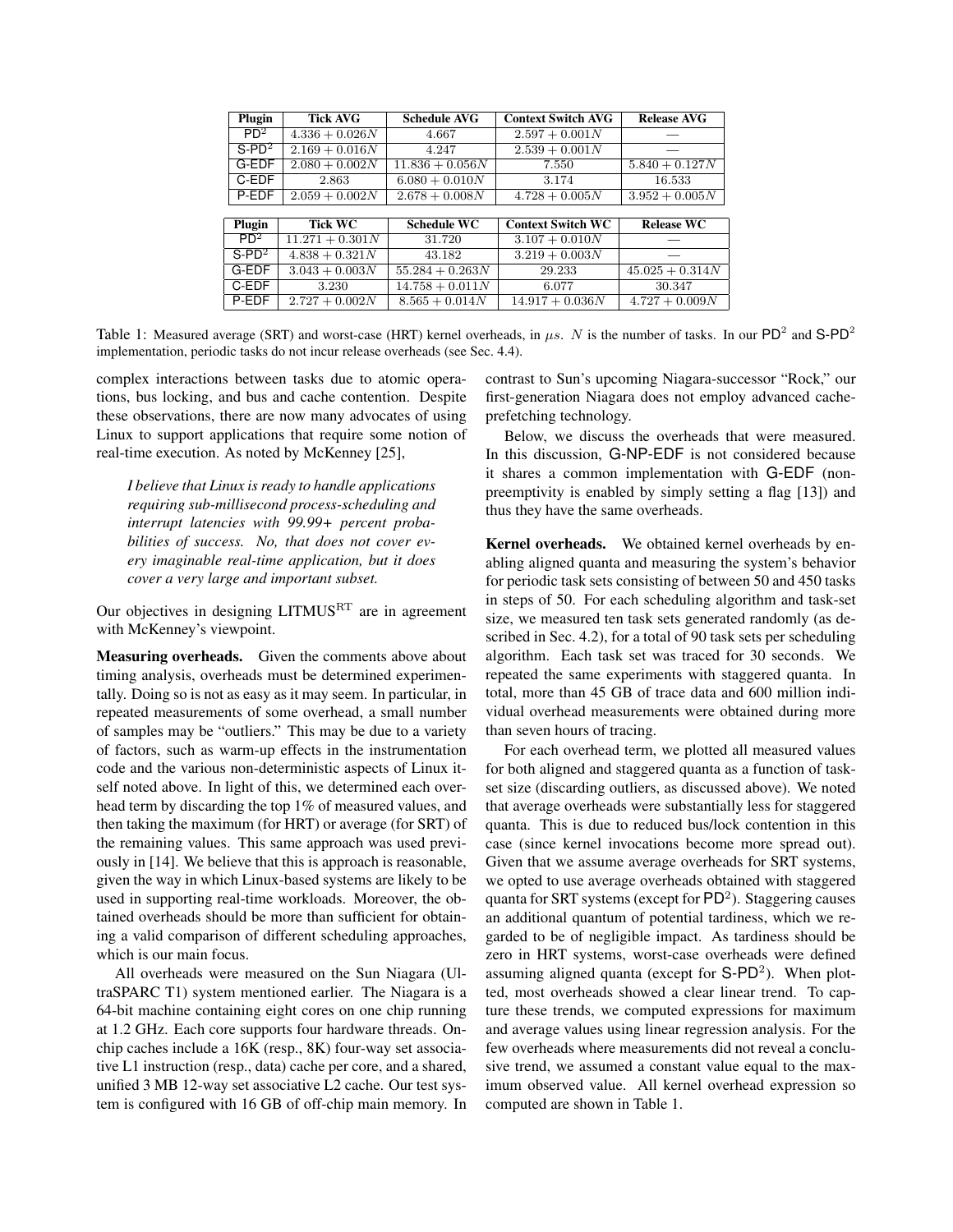| Plugin | Tick AVG | Schedule AVG | Context Switch AVG | Release AVG |
|---|---|---|---|---|
| $\mathsf{PD}^2$ | $4.336 + 0.026N$ | $4.667$ | $2.597 + 0.001N$ | — |
| $\mathsf{S\text{-}PD}^2$ | $2.169 + 0.016N$ | $4.247$ | $2.539 + 0.001N$ | — |
| G-EDF | $2.080 + 0.002N$ | $11.836 + 0.056N$ | $7.550$ | $5.840 + 0.127N$ |
| C-EDF | $2.863$ | $6.080 + 0.010N$ | $3.174$ | $16.533$ |
| P-EDF | $2.059 + 0.002N$ | $2.678 + 0.008N$ | $4.728 + 0.005N$ | $3.952 + 0.005N$ |

| Plugin | Tick WC | Schedule WC | Context Switch WC | Release WC |
|---|---|---|---|---|
| $\mathsf{PD}^2$ | $11.271 + 0.301N$ | $31.720$ | $3.107 + 0.010N$ | — |
| $\mathsf{S\text{-}PD}^2$ | $4.838 + 0.321N$ | $43.182$ | $3.219 + 0.003N$ | — |
| G-EDF | $3.043 + 0.003N$ | $55.284 + 0.263N$ | $29.233$ | $45.025 + 0.314N$ |
| C-EDF | $3.230$ | $14.758 + 0.011N$ | $6.077$ | $30.347$ |
| P-EDF | $2.727 + 0.002N$ | $8.565 + 0.014N$ | $14.917 + 0.036N$ | $4.727 + 0.009N$ |

Table 1: Measured average (SRT) and worst-case (HRT) kernel overheads, in $\mu s$. $N$ is the number of tasks. In our $\mathsf{PD}^2$ and $\mathsf{S\text{-}PD}^2$ implementation, periodic tasks do not incur release overheads (see Sec. 4.4).

complex interactions between tasks due to atomic operations, bus locking, and bus and cache contention. Despite these observations, there are now many advocates of using Linux to support applications that require some notion of real-time execution. As noted by McKenney [25],

> *I believe that Linux is ready to handle applications requiring sub-millisecond process-scheduling and interrupt latencies with 99.99+ percent probabilities of success. No, that does not cover every imaginable real-time application, but it does cover a very large and important subset.*

Our objectives in designing LITMUS$^{\mathrm{RT}}$ are in agreement with McKenney's viewpoint.

**Measuring overheads.** Given the comments above about timing analysis, overheads must be determined experimentally. Doing so is not as easy as it may seem. In particular, in repeated measurements of some overhead, a small number of samples may be "outliers." This may be due to a variety of factors, such as warm-up effects in the instrumentation code and the various non-deterministic aspects of Linux itself noted above. In light of this, we determined each overhead term by discarding the top 1% of measured values, and then taking the maximum (for HRT) or average (for SRT) of the remaining values. This same approach was used previously in [14]. We believe that this is approach is reasonable, given the way in which Linux-based systems are likely to be used in supporting real-time workloads. Moreover, the obtained overheads should be more than sufficient for obtaining a valid comparison of different scheduling approaches, which is our main focus.

All overheads were measured on the Sun Niagara (UltraSPARC T1) system mentioned earlier. The Niagara is a 64-bit machine containing eight cores on one chip running at 1.2 GHz. Each core supports four hardware threads. On-chip caches include a 16K (resp., 8K) four-way set associative L1 instruction (resp., data) cache per core, and a shared, unified 3 MB 12-way set associative L2 cache. Our test system is configured with 16 GB of off-chip main memory. In contrast to Sun's upcoming Niagara-successor "Rock," our first-generation Niagara does not employ advanced cache-prefetching technology.

Below, we discuss the overheads that were measured. In this discussion, G-NP-EDF is not considered because it shares a common implementation with G-EDF (non-preemptivity is enabled by simply setting a flag [13]) and thus they have the same overheads.

**Kernel overheads.** We obtained kernel overheads by enabling aligned quanta and measuring the system's behavior for periodic task sets consisting of between 50 and 450 tasks in steps of 50. For each scheduling algorithm and task-set size, we measured ten task sets generated randomly (as described in Sec. 4.2), for a total of 90 task sets per scheduling algorithm. Each task set was traced for 30 seconds. We repeated the same experiments with staggered quanta. In total, more than 45 GB of trace data and 600 million individual overhead measurements were obtained during more than seven hours of tracing.

For each overhead term, we plotted all measured values for both aligned and staggered quanta as a function of task-set size (discarding outliers, as discussed above). We noted that average overheads were substantially less for staggered quanta. This is due to reduced bus/lock contention in this case (since kernel invocations become more spread out). Given that we assume average overheads for SRT systems, we opted to use average overheads obtained with staggered quanta for SRT systems (except for $\mathsf{PD}^2$). Staggering causes an additional quantum of potential tardiness, which we regarded to be of negligible impact. As tardiness should be zero in HRT systems, worst-case overheads were defined assuming aligned quanta (except for $\mathsf{S\text{-}PD}^2$). When plotted, most overheads showed a clear linear trend. To capture these trends, we computed expressions for maximum and average values using linear regression analysis. For the few overheads where measurements did not reveal a conclusive trend, we assumed a constant value equal to the maximum observed value. All kernel overhead expression so computed are shown in Table 1.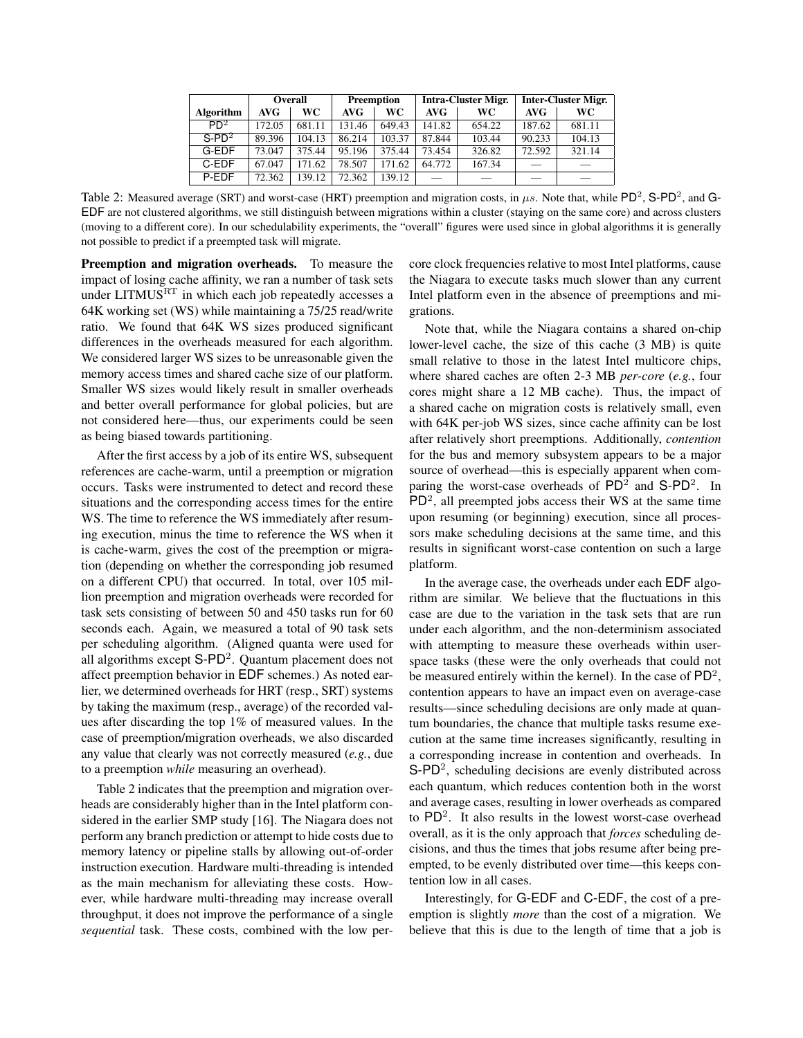| Algorithm | Overall | | Preemption | | Intra-Cluster Migr. | | Inter-Cluster Migr. | |
|---|---|---|---|---|---|---|---|---|
| | AVG | WC | AVG | WC | AVG | WC | AVG | WC |
| $\mathsf{PD}^2$ | 172.05 | 681.11 | 131.46 | 649.43 | 141.82 | 654.22 | 187.62 | 681.11 |
| $\mathsf{S\text{-}PD}^2$ | 89.396 | 104.13 | 86.214 | 103.37 | 87.844 | 103.44 | 90.233 | 104.13 |
| G-EDF | 73.047 | 375.44 | 95.196 | 375.44 | 73.454 | 326.82 | 72.592 | 321.14 |
| C-EDF | 67.047 | 171.62 | 78.507 | 171.62 | 64.772 | 167.34 | — | — |
| P-EDF | 72.362 | 139.12 | 72.362 | 139.12 | — | — | — | — |

Table 2: Measured average (SRT) and worst-case (HRT) preemption and migration costs, in $\mu s$. Note that, while $\mathsf{PD}^2$, $\mathsf{S\text{-}PD}^2$, and G-EDF are not clustered algorithms, we still distinguish between migrations within a cluster (staying on the same core) and across clusters (moving to a different core). In our schedulability experiments, the "overall" figures were used since in global algorithms it is generally not possible to predict if a preempted task will migrate.

**Preemption and migration overheads.** To measure the impact of losing cache affinity, we ran a number of task sets under LITMUS$^{\text{RT}}$ in which each job repeatedly accesses a 64K working set (WS) while maintaining a 75/25 read/write ratio. We found that 64K WS sizes produced significant differences in the overheads measured for each algorithm. We considered larger WS sizes to be unreasonable given the memory access times and shared cache size of our platform. Smaller WS sizes would likely result in smaller overheads and better overall performance for global policies, but are not considered here—thus, our experiments could be seen as being biased towards partitioning.

After the first access by a job of its entire WS, subsequent references are cache-warm, until a preemption or migration occurs. Tasks were instrumented to detect and record these situations and the corresponding access times for the entire WS. The time to reference the WS immediately after resuming execution, minus the time to reference the WS when it is cache-warm, gives the cost of the preemption or migration (depending on whether the corresponding job resumed on a different CPU) that occurred. In total, over 105 million preemption and migration overheads were recorded for task sets consisting of between 50 and 450 tasks run for 60 seconds each. Again, we measured a total of 90 task sets per scheduling algorithm. (Aligned quanta were used for all algorithms except $\mathsf{S\text{-}PD}^2$. Quantum placement does not affect preemption behavior in EDF schemes.) As noted earlier, we determined overheads for HRT (resp., SRT) systems by taking the maximum (resp., average) of the recorded values after discarding the top 1% of measured values. In the case of preemption/migration overheads, we also discarded any value that clearly was not correctly measured (*e.g.*, due to a preemption *while* measuring an overhead).

Table 2 indicates that the preemption and migration overheads are considerably higher than in the Intel platform considered in the earlier SMP study [16]. The Niagara does not perform any branch prediction or attempt to hide costs due to memory latency or pipeline stalls by allowing out-of-order instruction execution. Hardware multi-threading is intended as the main mechanism for alleviating these costs. However, while hardware multi-threading may increase overall throughput, it does not improve the performance of a single *sequential* task. These costs, combined with the low per-core clock frequencies relative to most Intel platforms, cause the Niagara to execute tasks much slower than any current Intel platform even in the absence of preemptions and migrations.

Note that, while the Niagara contains a shared on-chip lower-level cache, the size of this cache (3 MB) is quite small relative to those in the latest Intel multicore chips, where shared caches are often 2-3 MB *per-core* (*e.g.*, four cores might share a 12 MB cache). Thus, the impact of a shared cache on migration costs is relatively small, even with 64K per-job WS sizes, since cache affinity can be lost after relatively short preemptions. Additionally, *contention* for the bus and memory subsystem appears to be a major source of overhead—this is especially apparent when comparing the worst-case overheads of $\mathsf{PD}^2$ and $\mathsf{S\text{-}PD}^2$. In $\mathsf{PD}^2$, all preempted jobs access their WS at the same time upon resuming (or beginning) execution, since all processors make scheduling decisions at the same time, and this results in significant worst-case contention on such a large platform.

In the average case, the overheads under each EDF algorithm are similar. We believe that the fluctuations in this case are due to the variation in the task sets that are run under each algorithm, and the non-determinism associated with attempting to measure these overheads within user-space tasks (these were the only overheads that could not be measured entirely within the kernel). In the case of $\mathsf{PD}^2$, contention appears to have an impact even on average-case results—since scheduling decisions are only made at quantum boundaries, the chance that multiple tasks resume execution at the same time increases significantly, resulting in a corresponding increase in contention and overheads. In $\mathsf{S\text{-}PD}^2$, scheduling decisions are evenly distributed across each quantum, which reduces contention both in the worst and average cases, resulting in lower overheads as compared to $\mathsf{PD}^2$. It also results in the lowest worst-case overhead overall, as it is the only approach that *forces* scheduling decisions, and thus the times that jobs resume after being preempted, to be evenly distributed over time—this keeps contention low in all cases.

Interestingly, for G-EDF and C-EDF, the cost of a preemption is slightly *more* than the cost of a migration. We believe that this is due to the length of time that a job is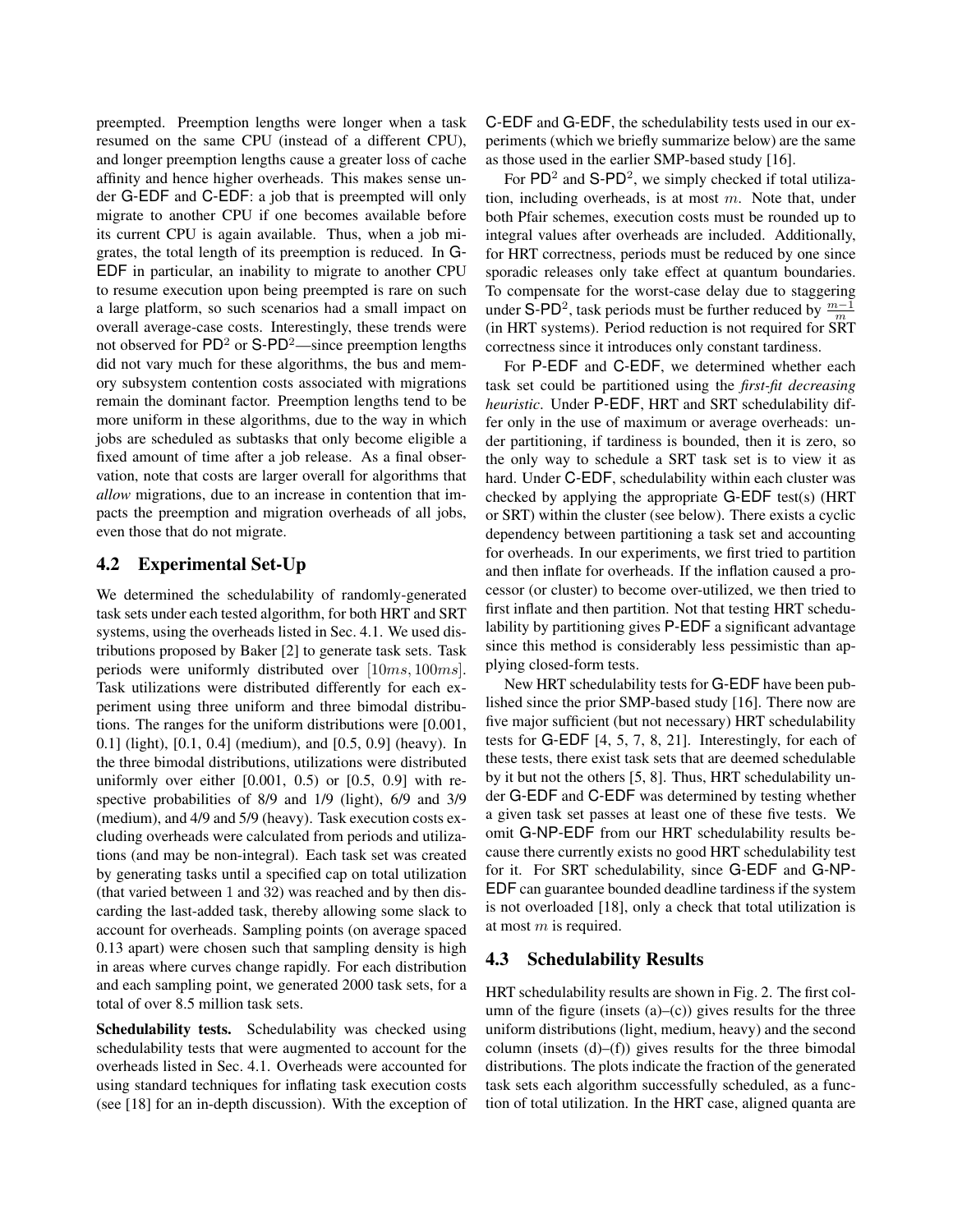preempted. Preemption lengths were longer when a task resumed on the same CPU (instead of a different CPU), and longer preemption lengths cause a greater loss of cache affinity and hence higher overheads. This makes sense under G-EDF and C-EDF: a job that is preempted will only migrate to another CPU if one becomes available before its current CPU is again available. Thus, when a job migrates, the total length of its preemption is reduced. In G-EDF in particular, an inability to migrate to another CPU to resume execution upon being preempted is rare on such a large platform, so such scenarios had a small impact on overall average-case costs. Interestingly, these trends were not observed for $PD^2$ or S-$PD^2$—since preemption lengths did not vary much for these algorithms, the bus and memory subsystem contention costs associated with migrations remain the dominant factor. Preemption lengths tend to be more uniform in these algorithms, due to the way in which jobs are scheduled as subtasks that only become eligible a fixed amount of time after a job release. As a final observation, note that costs are larger overall for algorithms that *allow* migrations, due to an increase in contention that impacts the preemption and migration overheads of all jobs, even those that do not migrate.

## 4.2 Experimental Set-Up

We determined the schedulability of randomly-generated task sets under each tested algorithm, for both HRT and SRT systems, using the overheads listed in Sec. 4.1. We used distributions proposed by Baker [2] to generate task sets. Task periods were uniformly distributed over $[10ms, 100ms]$. Task utilizations were distributed differently for each experiment using three uniform and three bimodal distributions. The ranges for the uniform distributions were [0.001, 0.1] (light), [0.1, 0.4] (medium), and [0.5, 0.9] (heavy). In the three bimodal distributions, utilizations were distributed uniformly over either [0.001, 0.5) or [0.5, 0.9] with respective probabilities of 8/9 and 1/9 (light), 6/9 and 3/9 (medium), and 4/9 and 5/9 (heavy). Task execution costs excluding overheads were calculated from periods and utilizations (and may be non-integral). Each task set was created by generating tasks until a specified cap on total utilization (that varied between 1 and 32) was reached and by then discarding the last-added task, thereby allowing some slack to account for overheads. Sampling points (on average spaced 0.13 apart) were chosen such that sampling density is high in areas where curves change rapidly. For each distribution and each sampling point, we generated 2000 task sets, for a total of over 8.5 million task sets.

**Schedulability tests.** Schedulability was checked using schedulability tests that were augmented to account for the overheads listed in Sec. 4.1. Overheads were accounted for using standard techniques for inflating task execution costs (see [18] for an in-depth discussion). With the exception of C-EDF and G-EDF, the schedulability tests used in our experiments (which we briefly summarize below) are the same as those used in the earlier SMP-based study [16].

For $PD^2$ and S-$PD^2$, we simply checked if total utilization, including overheads, is at most $m$. Note that, under both Pfair schemes, execution costs must be rounded up to integral values after overheads are included. Additionally, for HRT correctness, periods must be reduced by one since sporadic releases only take effect at quantum boundaries. To compensate for the worst-case delay due to staggering under S-$PD^2$, task periods must be further reduced by $\frac{m-1}{m}$ (in HRT systems). Period reduction is not required for SRT correctness since it introduces only constant tardiness.

For P-EDF and C-EDF, we determined whether each task set could be partitioned using the *first-fit decreasing heuristic*. Under P-EDF, HRT and SRT schedulability differ only in the use of maximum or average overheads: under partitioning, if tardiness is bounded, then it is zero, so the only way to schedule a SRT task set is to view it as hard. Under C-EDF, schedulability within each cluster was checked by applying the appropriate G-EDF test(s) (HRT or SRT) within the cluster (see below). There exists a cyclic dependency between partitioning a task set and accounting for overheads. In our experiments, we first tried to partition and then inflate for overheads. If the inflation caused a processor (or cluster) to become over-utilized, we then tried to first inflate and then partition. Not that testing HRT schedulability by partitioning gives P-EDF a significant advantage since this method is considerably less pessimistic than applying closed-form tests.

New HRT schedulability tests for G-EDF have been published since the prior SMP-based study [16]. There now are five major sufficient (but not necessary) HRT schedulability tests for G-EDF [4, 5, 7, 8, 21]. Interestingly, for each of these tests, there exist task sets that are deemed schedulable by it but not the others [5, 8]. Thus, HRT schedulability under G-EDF and C-EDF was determined by testing whether a given task set passes at least one of these five tests. We omit G-NP-EDF from our HRT schedulability results because there currently exists no good HRT schedulability test for it. For SRT schedulability, since G-EDF and G-NP-EDF can guarantee bounded deadline tardiness if the system is not overloaded [18], only a check that total utilization is at most $m$ is required.

## 4.3 Schedulability Results

HRT schedulability results are shown in Fig. 2. The first column of the figure (insets (a)–(c)) gives results for the three uniform distributions (light, medium, heavy) and the second column (insets (d)–(f)) gives results for the three bimodal distributions. The plots indicate the fraction of the generated task sets each algorithm successfully scheduled, as a function of total utilization. In the HRT case, aligned quanta are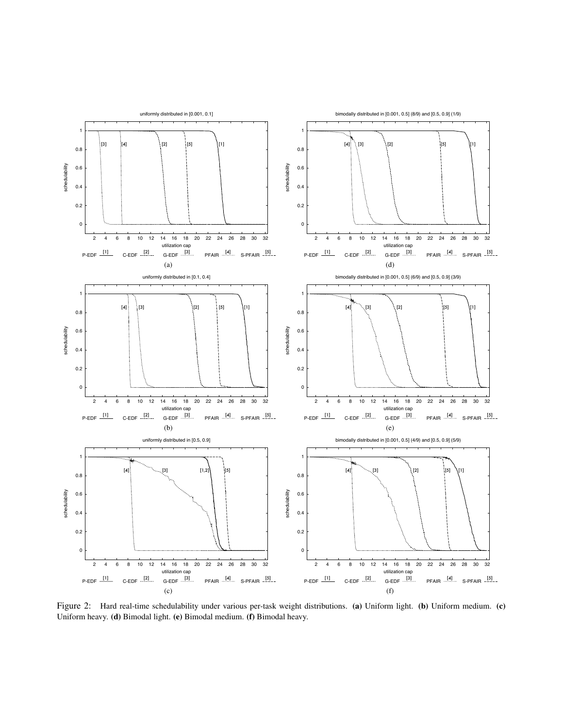Figure 2: Hard real-time schedulability under various per-task weight distributions. **(a)** Uniform light. **(b)** Uniform medium. **(c)** Uniform heavy. **(d)** Bimodal light. **(e)** Bimodal medium. **(f)** Bimodal heavy.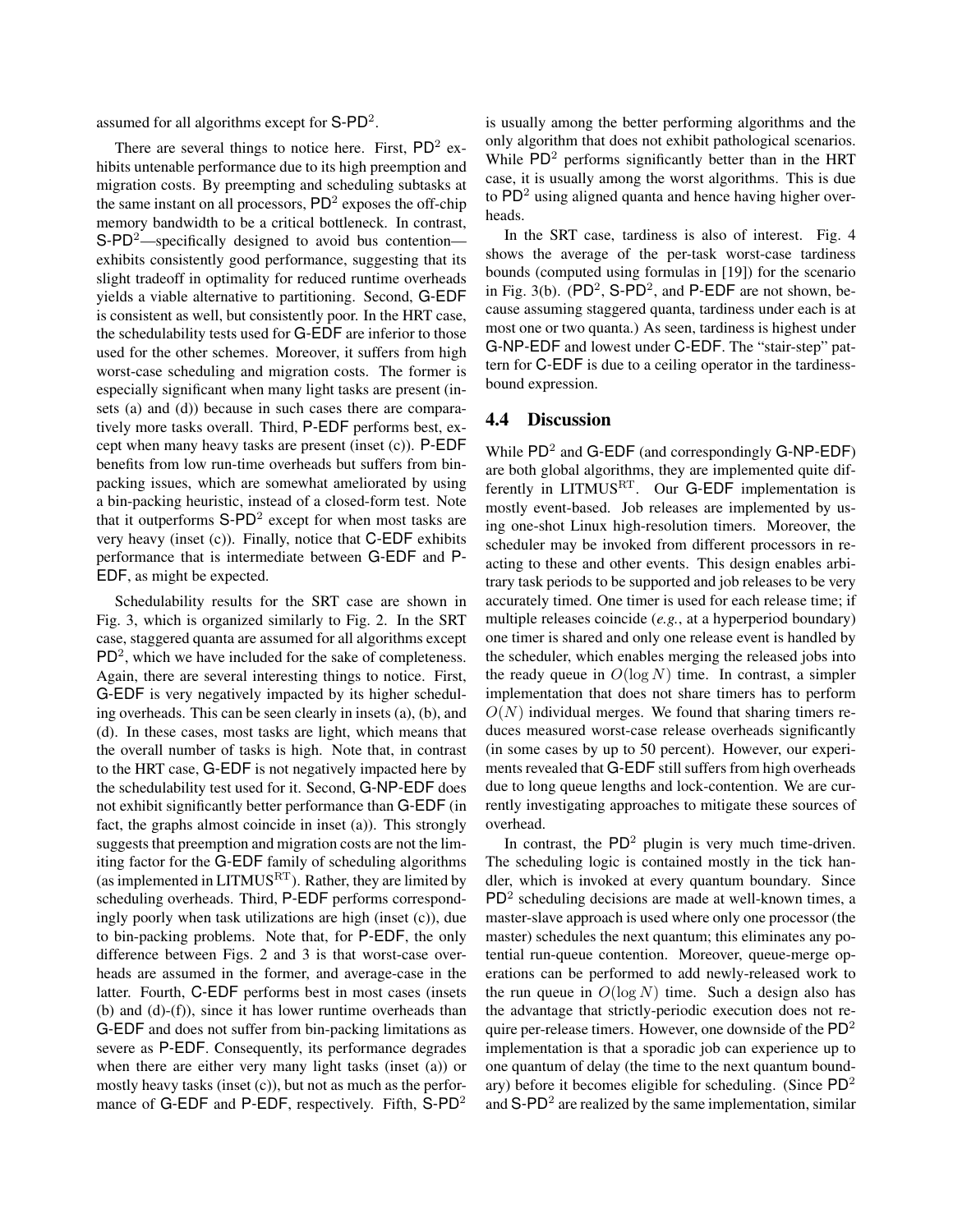assumed for all algorithms except for S-PD$^2$.

There are several things to notice here. First, PD$^2$ exhibits untenable performance due to its high preemption and migration costs. By preempting and scheduling subtasks at the same instant on all processors, PD$^2$ exposes the off-chip memory bandwidth to be a critical bottleneck. In contrast, S-PD$^2$—specifically designed to avoid bus contention—exhibits consistently good performance, suggesting that its slight tradeoff in optimality for reduced runtime overheads yields a viable alternative to partitioning. Second, G-EDF is consistent as well, but consistently poor. In the HRT case, the schedulability tests used for G-EDF are inferior to those used for the other schemes. Moreover, it suffers from high worst-case scheduling and migration costs. The former is especially significant when many light tasks are present (insets (a) and (d)) because in such cases there are comparatively more tasks overall. Third, P-EDF performs best, except when many heavy tasks are present (inset (c)). P-EDF benefits from low run-time overheads but suffers from bin-packing issues, which are somewhat ameliorated by using a bin-packing heuristic, instead of a closed-form test. Note that it outperforms S-PD$^2$ except for when most tasks are very heavy (inset (c)). Finally, notice that C-EDF exhibits performance that is intermediate between G-EDF and P-EDF, as might be expected.

Schedulability results for the SRT case are shown in Fig. 3, which is organized similarly to Fig. 2. In the SRT case, staggered quanta are assumed for all algorithms except PD$^2$, which we have included for the sake of completeness. Again, there are several interesting things to notice. First, G-EDF is very negatively impacted by its higher scheduling overheads. This can be seen clearly in insets (a), (b), and (d). In these cases, most tasks are light, which means that the overall number of tasks is high. Note that, in contrast to the HRT case, G-EDF is not negatively impacted here by the schedulability test used for it. Second, G-NP-EDF does not exhibit significantly better performance than G-EDF (in fact, the graphs almost coincide in inset (a)). This strongly suggests that preemption and migration costs are not the limiting factor for the G-EDF family of scheduling algorithms (as implemented in LITMUS$^{\mathrm{RT}}$). Rather, they are limited by scheduling overheads. Third, P-EDF performs correspondingly poorly when task utilizations are high (inset (c)), due to bin-packing problems. Note that, for P-EDF, the only difference between Figs. 2 and 3 is that worst-case overheads are assumed in the former, and average-case in the latter. Fourth, C-EDF performs best in most cases (insets (b) and (d)-(f)), since it has lower runtime overheads than G-EDF and does not suffer from bin-packing limitations as severe as P-EDF. Consequently, its performance degrades when there are either very many light tasks (inset (a)) or mostly heavy tasks (inset (c)), but not as much as the performance of G-EDF and P-EDF, respectively. Fifth, S-PD$^2$ is usually among the better performing algorithms and the only algorithm that does not exhibit pathological scenarios. While PD$^2$ performs significantly better than in the HRT case, it is usually among the worst algorithms. This is due to PD$^2$ using aligned quanta and hence having higher overheads.

In the SRT case, tardiness is also of interest. Fig. 4 shows the average of the per-task worst-case tardiness bounds (computed using formulas in [19]) for the scenario in Fig. 3(b). (PD$^2$, S-PD$^2$, and P-EDF are not shown, because assuming staggered quanta, tardiness under each is at most one or two quanta.) As seen, tardiness is highest under G-NP-EDF and lowest under C-EDF. The "stair-step" pattern for C-EDF is due to a ceiling operator in the tardiness-bound expression.

## 4.4 Discussion

While PD$^2$ and G-EDF (and correspondingly G-NP-EDF) are both global algorithms, they are implemented quite differently in LITMUS$^{\mathrm{RT}}$. Our G-EDF implementation is mostly event-based. Job releases are implemented by using one-shot Linux high-resolution timers. Moreover, the scheduler may be invoked from different processors in reacting to these and other events. This design enables arbitrary task periods to be supported and job releases to be very accurately timed. One timer is used for each release time; if multiple releases coincide (*e.g.*, at a hyperperiod boundary) one timer is shared and only one release event is handled by the scheduler, which enables merging the released jobs into the ready queue in $O(\log N)$ time. In contrast, a simpler implementation that does not share timers has to perform $O(N)$ individual merges. We found that sharing timers reduces measured worst-case release overheads significantly (in some cases by up to 50 percent). However, our experiments revealed that G-EDF still suffers from high overheads due to long queue lengths and lock-contention. We are currently investigating approaches to mitigate these sources of overhead.

In contrast, the PD$^2$ plugin is very much time-driven. The scheduling logic is contained mostly in the tick handler, which is invoked at every quantum boundary. Since PD$^2$ scheduling decisions are made at well-known times, a master-slave approach is used where only one processor (the master) schedules the next quantum; this eliminates any potential run-queue contention. Moreover, queue-merge operations can be performed to add newly-released work to the run queue in $O(\log N)$ time. Such a design also has the advantage that strictly-periodic execution does not require per-release timers. However, one downside of the PD$^2$ implementation is that a sporadic job can experience up to one quantum of delay (the time to the next quantum boundary) before it becomes eligible for scheduling. (Since PD$^2$ and S-PD$^2$ are realized by the same implementation, similar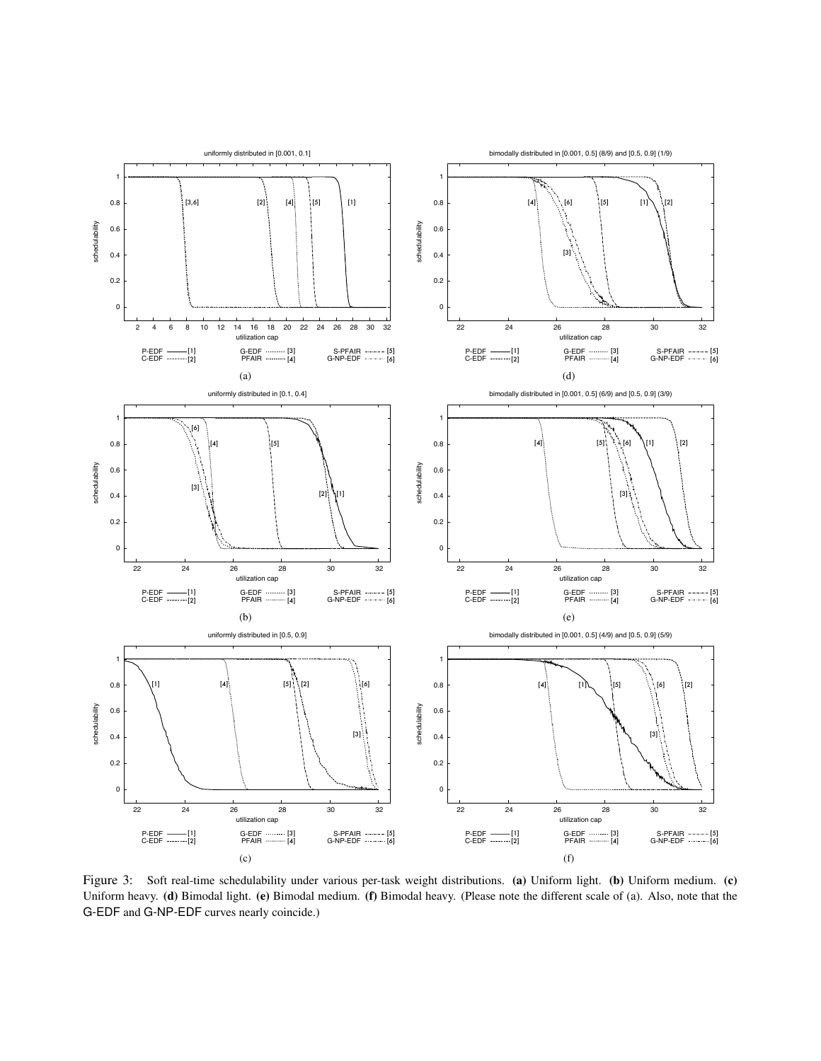Figure 3: Soft real-time schedulability under various per-task weight distributions. **(a)** Uniform light. **(b)** Uniform medium. **(c)** Uniform heavy. **(d)** Bimodal light. **(e)** Bimodal medium. **(f)** Bimodal heavy. (Please note the different scale of (a). Also, note that the G-EDF and G-NP-EDF curves nearly coincide.)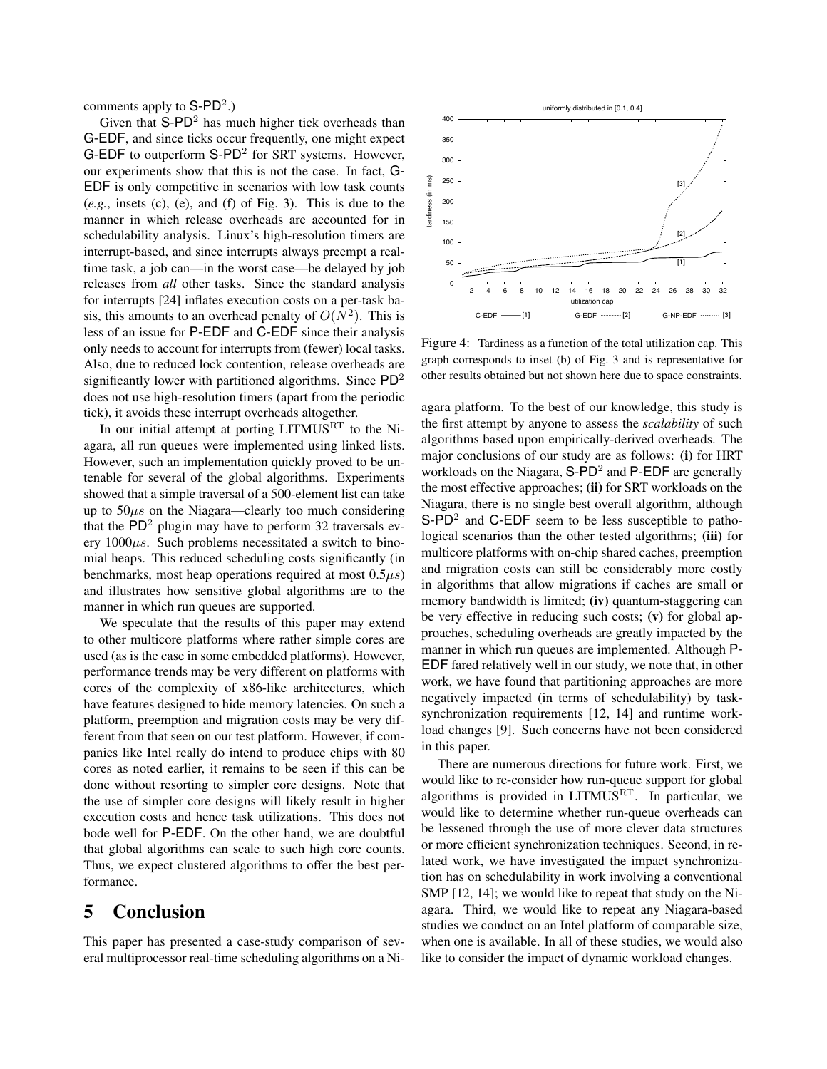comments apply to S-PD$^2$.)

Given that S-PD$^2$ has much higher tick overheads than G-EDF, and since ticks occur frequently, one might expect G-EDF to outperform S-PD$^2$ for SRT systems. However, our experiments show that this is not the case. In fact, G-EDF is only competitive in scenarios with low task counts (*e.g.*, insets (c), (e), and (f) of Fig. 3). This is due to the manner in which release overheads are accounted for in schedulability analysis. Linux's high-resolution timers are interrupt-based, and since interrupts always preempt a real-time task, a job can—in the worst case—be delayed by job releases from *all* other tasks. Since the standard analysis for interrupts [24] inflates execution costs on a per-task basis, this amounts to an overhead penalty of $O(N^2)$. This is less of an issue for P-EDF and C-EDF since their analysis only needs to account for interrupts from (fewer) local tasks. Also, due to reduced lock contention, release overheads are significantly lower with partitioned algorithms. Since PD$^2$ does not use high-resolution timers (apart from the periodic tick), it avoids these interrupt overheads altogether.

In our initial attempt at porting LITMUS$^{\text{RT}}$ to the Niagara, all run queues were implemented using linked lists. However, such an implementation quickly proved to be untenable for several of the global algorithms. Experiments showed that a simple traversal of a 500-element list can take up to $50\mu s$ on the Niagara—clearly too much considering that the PD$^2$ plugin may have to perform 32 traversals every $1000\mu s$. Such problems necessitated a switch to binomial heaps. This reduced scheduling costs significantly (in benchmarks, most heap operations required at most $0.5\mu s$) and illustrates how sensitive global algorithms are to the manner in which run queues are supported.

We speculate that the results of this paper may extend to other multicore platforms where rather simple cores are used (as is the case in some embedded platforms). However, performance trends may be very different on platforms with cores of the complexity of x86-like architectures, which have features designed to hide memory latencies. On such a platform, preemption and migration costs may be very different from that seen on our test platform. However, if companies like Intel really do intend to produce chips with 80 cores as noted earlier, it remains to be seen if this can be done without resorting to simpler core designs. Note that the use of simpler core designs will likely result in higher execution costs and hence task utilizations. This does not bode well for P-EDF. On the other hand, we are doubtful that global algorithms can scale to such high core counts. Thus, we expect clustered algorithms to offer the best performance.

Figure 4: Tardiness as a function of the total utilization cap. This graph corresponds to inset (b) of Fig. 3 and is representative for other results obtained but not shown here due to space constraints.

# 5 Conclusion

This paper has presented a case-study comparison of several multiprocessor real-time scheduling algorithms on a Niagara platform. To the best of our knowledge, this study is the first attempt by anyone to assess the *scalability* of such algorithms based upon empirically-derived overheads. The major conclusions of our study are as follows: **(i)** for HRT workloads on the Niagara, S-PD$^2$ and P-EDF are generally the most effective approaches; **(ii)** for SRT workloads on the Niagara, there is no single best overall algorithm, although S-PD$^2$ and C-EDF seem to be less susceptible to pathological scenarios than the other tested algorithms; **(iii)** for multicore platforms with on-chip shared caches, preemption and migration costs can still be considerably more costly in algorithms that allow migrations if caches are small or memory bandwidth is limited; **(iv)** quantum-staggering can be very effective in reducing such costs; **(v)** for global approaches, scheduling overheads are greatly impacted by the manner in which run queues are implemented. Although P-EDF fared relatively well in our study, we note that, in other work, we have found that partitioning approaches are more negatively impacted (in terms of schedulability) by task-synchronization requirements [12, 14] and runtime workload changes [9]. Such concerns have not been considered in this paper.

There are numerous directions for future work. First, we would like to re-consider how run-queue support for global algorithms is provided in LITMUS$^{\text{RT}}$. In particular, we would like to determine whether run-queue overheads can be lessened through the use of more clever data structures or more efficient synchronization techniques. Second, in related work, we have investigated the impact synchronization has on schedulability in work involving a conventional SMP [12, 14]; we would like to repeat that study on the Niagara. Third, we would like to repeat any Niagara-based studies we conduct on an Intel platform of comparable size, when one is available. In all of these studies, we would also like to consider the impact of dynamic workload changes.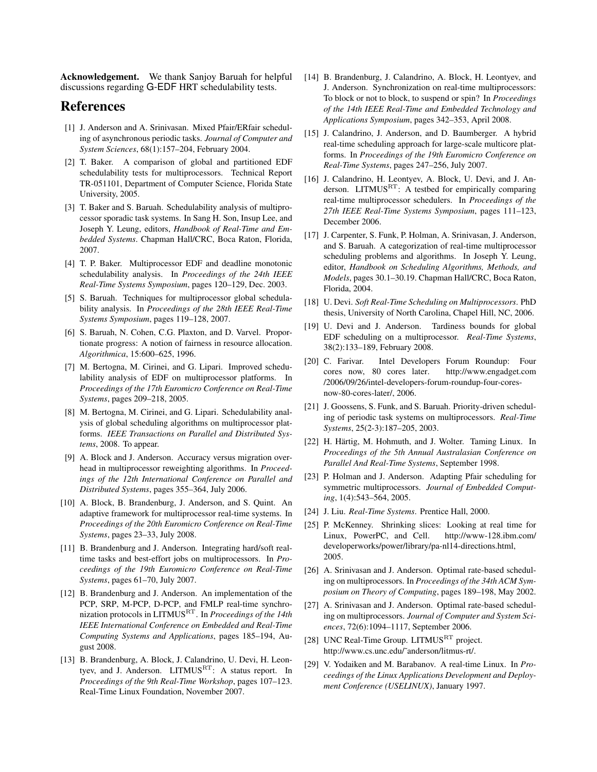**Acknowledgement.** We thank Sanjoy Baruah for helpful discussions regarding G-EDF HRT schedulability tests.

# References

[1] J. Anderson and A. Srinivasan. Mixed Pfair/ERfair scheduling of asynchronous periodic tasks. *Journal of Computer and System Sciences*, 68(1):157–204, February 2004.

[2] T. Baker. A comparison of global and partitioned EDF schedulability tests for multiprocessors. Technical Report TR-051101, Department of Computer Science, Florida State University, 2005.

[3] T. Baker and S. Baruah. Schedulability analysis of multiprocessor sporadic task systems. In Sang H. Son, Insup Lee, and Joseph Y. Leung, editors, *Handbook of Real-Time and Embedded Systems*. Chapman Hall/CRC, Boca Raton, Florida, 2007.

[4] T. P. Baker. Multiprocessor EDF and deadline monotonic schedulability analysis. In *Proceedings of the 24th IEEE Real-Time Systems Symposium*, pages 120–129, Dec. 2003.

[5] S. Baruah. Techniques for multiprocessor global schedulability analysis. In *Proceedings of the 28th IEEE Real-Time Systems Symposium*, pages 119–128, 2007.

[6] S. Baruah, N. Cohen, C.G. Plaxton, and D. Varvel. Proportionate progress: A notion of fairness in resource allocation. *Algorithmica*, 15:600–625, 1996.

[7] M. Bertogna, M. Cirinei, and G. Lipari. Improved schedulability analysis of EDF on multiprocessor platforms. In *Proceedings of the 17th Euromicro Conference on Real-Time Systems*, pages 209–218, 2005.

[8] M. Bertogna, M. Cirinei, and G. Lipari. Schedulability analysis of global scheduling algorithms on multiprocessor platforms. *IEEE Transactions on Parallel and Distributed Systems*, 2008. To appear.

[9] A. Block and J. Anderson. Accuracy versus migration overhead in multiprocessor reweighting algorithms. In *Proceedings of the 12th International Conference on Parallel and Distributed Systems*, pages 355–364, July 2006.

[10] A. Block, B. Brandenburg, J. Anderson, and S. Quint. An adaptive framework for multiprocessor real-time systems. In *Proceedings of the 20th Euromicro Conference on Real-Time Systems*, pages 23–33, July 2008.

[11] B. Brandenburg and J. Anderson. Integrating hard/soft real-time tasks and best-effort jobs on multiprocessors. In *Proceedings of the 19th Euromicro Conference on Real-Time Systems*, pages 61–70, July 2007.

[12] B. Brandenburg and J. Anderson. An implementation of the PCP, SRP, M-PCP, D-PCP, and FMLP real-time synchronization protocols in LITMUS$^{\mathrm{RT}}$. In *Proceedings of the 14th IEEE International Conference on Embedded and Real-Time Computing Systems and Applications*, pages 185–194, August 2008.

[13] B. Brandenburg, A. Block, J. Calandrino, U. Devi, H. Leontyev, and J. Anderson. LITMUS$^{\mathrm{RT}}$: A status report. In *Proceedings of the 9th Real-Time Workshop*, pages 107–123. Real-Time Linux Foundation, November 2007.

[14] B. Brandenburg, J. Calandrino, A. Block, H. Leontyev, and J. Anderson. Synchronization on real-time multiprocessors: To block or not to block, to suspend or spin? In *Proceedings of the 14th IEEE Real-Time and Embedded Technology and Applications Symposium*, pages 342–353, April 2008.

[15] J. Calandrino, J. Anderson, and D. Baumberger. A hybrid real-time scheduling approach for large-scale multicore platforms. In *Proceedings of the 19th Euromicro Conference on Real-Time Systems*, pages 247–256, July 2007.

[16] J. Calandrino, H. Leontyev, A. Block, U. Devi, and J. Anderson. LITMUS$^{\mathrm{RT}}$: A testbed for empirically comparing real-time multiprocessor schedulers. In *Proceedings of the 27th IEEE Real-Time Systems Symposium*, pages 111–123, December 2006.

[17] J. Carpenter, S. Funk, P. Holman, A. Srinivasan, J. Anderson, and S. Baruah. A categorization of real-time multiprocessor scheduling problems and algorithms. In Joseph Y. Leung, editor, *Handbook on Scheduling Algorithms, Methods, and Models*, pages 30.1–30.19. Chapman Hall/CRC, Boca Raton, Florida, 2004.

[18] U. Devi. *Soft Real-Time Scheduling on Multiprocessors*. PhD thesis, University of North Carolina, Chapel Hill, NC, 2006.

[19] U. Devi and J. Anderson. Tardiness bounds for global EDF scheduling on a multiprocessor. *Real-Time Systems*, 38(2):133–189, February 2008.

[20] C. Farivar. Intel Developers Forum Roundup: Four cores now, 80 cores later. http://www.engadget.com/2006/09/26/intel-developers-forum-roundup-four-cores-now-80-cores-later/, 2006.

[21] J. Goossens, S. Funk, and S. Baruah. Priority-driven scheduling of periodic task systems on multiprocessors. *Real-Time Systems*, 25(2-3):187–205, 2003.

[22] H. Härtig, M. Hohmuth, and J. Wolter. Taming Linux. In *Proceedings of the 5th Annual Australasian Conference on Parallel And Real-Time Systems*, September 1998.

[23] P. Holman and J. Anderson. Adapting Pfair scheduling for symmetric multiprocessors. *Journal of Embedded Computing*, 1(4):543–564, 2005.

[24] J. Liu. *Real-Time Systems*. Prentice Hall, 2000.

[25] P. McKenney. Shrinking slices: Looking at real time for Linux, PowerPC, and Cell. http://www-128.ibm.com/developerworks/power/library/pa-nl14-directions.html, 2005.

[26] A. Srinivasan and J. Anderson. Optimal rate-based scheduling on multiprocessors. In *Proceedings of the 34th ACM Symposium on Theory of Computing*, pages 189–198, May 2002.

[27] A. Srinivasan and J. Anderson. Optimal rate-based scheduling on multiprocessors. *Journal of Computer and System Sciences*, 72(6):1094–1117, September 2006.

[28] UNC Real-Time Group. LITMUS$^{\mathrm{RT}}$ project. http://www.cs.unc.edu/~anderson/litmus-rt/.

[29] V. Yodaiken and M. Barabanov. A real-time Linux. In *Proceedings of the Linux Applications Development and Deployment Conference (USELINUX)*, January 1997.